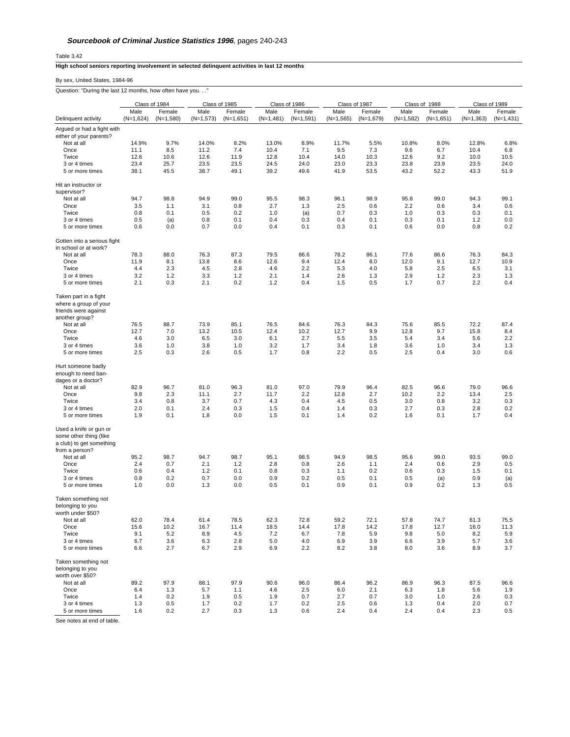**_Sourcebook of Criminal Justice Statistics 1996_**, pages 240-243

Table 3.42

**High school seniors reporting involvement in selected delinquent activities in last 12 months**

By sex, United States, 1984-96

Question: "During the last 12 months, how often have you. . ."

| | Class of 1984 | | Class of 1985 | | Class of 1986 | | Class of 1987 | | Class of 1988 | | Class of 1989 | |
|---|---|---|---|---|---|---|---|---|---|---|---|---|
| Delinquent activity | Male (N=1,624) | Female (N=1,580) | Male (N=1,573) | Female (N=1,651) | Male (N=1,481) | Female (N=1,591) | Male (N=1,565) | Female (N=1,679) | Male (N=1,582) | Female (N=1,651) | Male (N=1,363) | Female (N=1,431) |
| Argued or had a fight with either of your parents? | | | | | | | | | | | | |
| Not at all | 14.9% | 9.7% | 14.0% | 8.2% | 13.0% | 8.9% | 11.7% | 5.5% | 10.8% | 8.0% | 12.8% | 6.8% |
| Once | 11.1 | 8.5 | 11.2 | 7.4 | 10.4 | 7.1 | 9.5 | 7.3 | 9.6 | 6.7 | 10.4 | 6.8 |
| Twice | 12.6 | 10.6 | 12.6 | 11.9 | 12.8 | 10.4 | 14.0 | 10.3 | 12.6 | 9.2 | 10.0 | 10.5 |
| 3 or 4 times | 23.4 | 25.7 | 23.5 | 23.5 | 24.5 | 24.0 | 23.0 | 23.3 | 23.8 | 23.9 | 23.5 | 24.0 |
| 5 or more times | 38.1 | 45.5 | 38.7 | 49.1 | 39.2 | 49.6 | 41.9 | 53.5 | 43.2 | 52.2 | 43.3 | 51.9 |
| Hit an instructor or supervisor? | | | | | | | | | | | | |
| Not at all | 94.7 | 98.8 | 94.9 | 99.0 | 95.5 | 98.3 | 96.1 | 98.9 | 95.8 | 99.0 | 94.3 | 99.1 |
| Once | 3.5 | 1.1 | 3.1 | 0.8 | 2.7 | 1.3 | 2.5 | 0.6 | 2.2 | 0.6 | 3.4 | 0.6 |
| Twice | 0.8 | 0.1 | 0.5 | 0.2 | 1.0 | (a) | 0.7 | 0.3 | 1.0 | 0.3 | 0.3 | 0.1 |
| 3 or 4 times | 0.5 | (a) | 0.8 | 0.1 | 0.4 | 0.3 | 0.4 | 0.1 | 0.3 | 0.1 | 1.2 | 0.0 |
| 5 or more times | 0.6 | 0.0 | 0.7 | 0.0 | 0.4 | 0.1 | 0.3 | 0.1 | 0.6 | 0.0 | 0.8 | 0.2 |
| Gotten into a serious fight in school or at work? | | | | | | | | | | | | |
| Not at all | 78.3 | 88.0 | 76.3 | 87.3 | 79.5 | 86.6 | 78.2 | 86.1 | 77.6 | 86.6 | 76.3 | 84.3 |
| Once | 11.9 | 8.1 | 13.8 | 8.6 | 12.6 | 9.4 | 12.4 | 8.0 | 12.0 | 9.1 | 12.7 | 10.9 |
| Twice | 4.4 | 2.3 | 4.5 | 2.8 | 4.6 | 2.2 | 5.3 | 4.0 | 5.8 | 2.5 | 6.5 | 3.1 |
| 3 or 4 times | 3.2 | 1.2 | 3.3 | 1.2 | 2.1 | 1.4 | 2.6 | 1.3 | 2.9 | 1.2 | 2.3 | 1.3 |
| 5 or more times | 2.1 | 0.3 | 2.1 | 0.2 | 1.2 | 0.4 | 1.5 | 0.5 | 1.7 | 0.7 | 2.2 | 0.4 |
| Taken part in a fight where a group of your friends were against another group? | | | | | | | | | | | | |
| Not at all | 76.5 | 88.7 | 73.9 | 85.1 | 76.5 | 84.6 | 76.3 | 84.3 | 75.6 | 85.5 | 72.2 | 87.4 |
| Once | 12.7 | 7.0 | 13.2 | 10.5 | 12.4 | 10.2 | 12.7 | 9.9 | 12.8 | 9.7 | 15.8 | 8.4 |
| Twice | 4.6 | 3.0 | 6.5 | 3.0 | 6.1 | 2.7 | 5.5 | 3.5 | 5.4 | 3.4 | 5.6 | 2.2 |
| 3 or 4 times | 3.6 | 1.0 | 3.8 | 1.0 | 3.2 | 1.7 | 3.4 | 1.8 | 3.6 | 1.0 | 3.4 | 1.3 |
| 5 or more times | 2.5 | 0.3 | 2.6 | 0.5 | 1.7 | 0.8 | 2.2 | 0.5 | 2.5 | 0.4 | 3.0 | 0.6 |
| Hurt someone badly enough to need bandages or a doctor? | | | | | | | | | | | | |
| Not at all | 82.9 | 96.7 | 81.0 | 96.3 | 81.0 | 97.0 | 79.9 | 96.4 | 82.5 | 96.6 | 79.0 | 96.6 |
| Once | 9.8 | 2.3 | 11.1 | 2.7 | 11.7 | 2.2 | 12.8 | 2.7 | 10.2 | 2.2 | 13.4 | 2.5 |
| Twice | 3.4 | 0.8 | 3.7 | 0.7 | 4.3 | 0.4 | 4.5 | 0.5 | 3.0 | 0.8 | 3.2 | 0.3 |
| 3 or 4 times | 2.0 | 0.1 | 2.4 | 0.3 | 1.5 | 0.4 | 1.4 | 0.3 | 2.7 | 0.3 | 2.8 | 0.2 |
| 5 or more times | 1.9 | 0.1 | 1.8 | 0.0 | 1.5 | 0.1 | 1.4 | 0.2 | 1.6 | 0.1 | 1.7 | 0.4 |
| Used a knife or gun or some other thing (like a club) to get something from a person? | | | | | | | | | | | | |
| Not at all | 95.2 | 98.7 | 94.7 | 98.7 | 95.1 | 98.5 | 94.9 | 98.5 | 95.6 | 99.0 | 93.5 | 99.0 |
| Once | 2.4 | 0.7 | 2.1 | 1.2 | 2.8 | 0.8 | 2.6 | 1.1 | 2.4 | 0.6 | 2.9 | 0.5 |
| Twice | 0.6 | 0.4 | 1.2 | 0.1 | 0.8 | 0.3 | 1.1 | 0.2 | 0.6 | 0.3 | 1.5 | 0.1 |
| 3 or 4 times | 0.8 | 0.2 | 0.7 | 0.0 | 0.9 | 0.2 | 0.5 | 0.1 | 0.5 | (a) | 0.9 | (a) |
| 5 or more times | 1.0 | 0.0 | 1.3 | 0.0 | 0.5 | 0.1 | 0.9 | 0.1 | 0.9 | 0.2 | 1.3 | 0.5 |
| Taken something not belonging to you worth under $50? | | | | | | | | | | | | |
| Not at all | 62.0 | 78.4 | 61.4 | 78.5 | 62.3 | 72.8 | 59.2 | 72.1 | 57.8 | 74.7 | 61.3 | 75.5 |
| Once | 15.6 | 10.2 | 16.7 | 11.4 | 18.5 | 14.4 | 17.8 | 14.2 | 17.8 | 12.7 | 16.0 | 11.3 |
| Twice | 9.1 | 5.2 | 8.9 | 4.5 | 7.2 | 6.7 | 7.8 | 5.9 | 9.8 | 5.0 | 8.2 | 5.9 |
| 3 or 4 times | 6.7 | 3.6 | 6.3 | 2.8 | 5.0 | 4.0 | 6.9 | 3.9 | 6.6 | 3.9 | 5.7 | 3.6 |
| 5 or more times | 6.6 | 2.7 | 6.7 | 2.9 | 6.9 | 2.2 | 8.2 | 3.8 | 8.0 | 3.6 | 8.9 | 3.7 |
| Taken something not belonging to you worth over $50? | | | | | | | | | | | | |
| Not at all | 89.2 | 97.9 | 88.1 | 97.9 | 90.6 | 96.0 | 86.4 | 96.2 | 86.9 | 96.3 | 87.5 | 96.6 |
| Once | 6.4 | 1.3 | 5.7 | 1.1 | 4.6 | 2.5 | 6.0 | 2.1 | 6.3 | 1.8 | 5.6 | 1.9 |
| Twice | 1.4 | 0.2 | 1.9 | 0.5 | 1.9 | 0.7 | 2.7 | 0.7 | 3.0 | 1.0 | 2.6 | 0.3 |
| 3 or 4 times | 1.3 | 0.5 | 1.7 | 0.2 | 1.7 | 0.2 | 2.5 | 0.6 | 1.3 | 0.4 | 2.0 | 0.7 |
| 5 or more times | 1.6 | 0.2 | 2.7 | 0.3 | 1.3 | 0.6 | 2.4 | 0.4 | 2.4 | 0.4 | 2.3 | 0.5 |

See notes at end of table.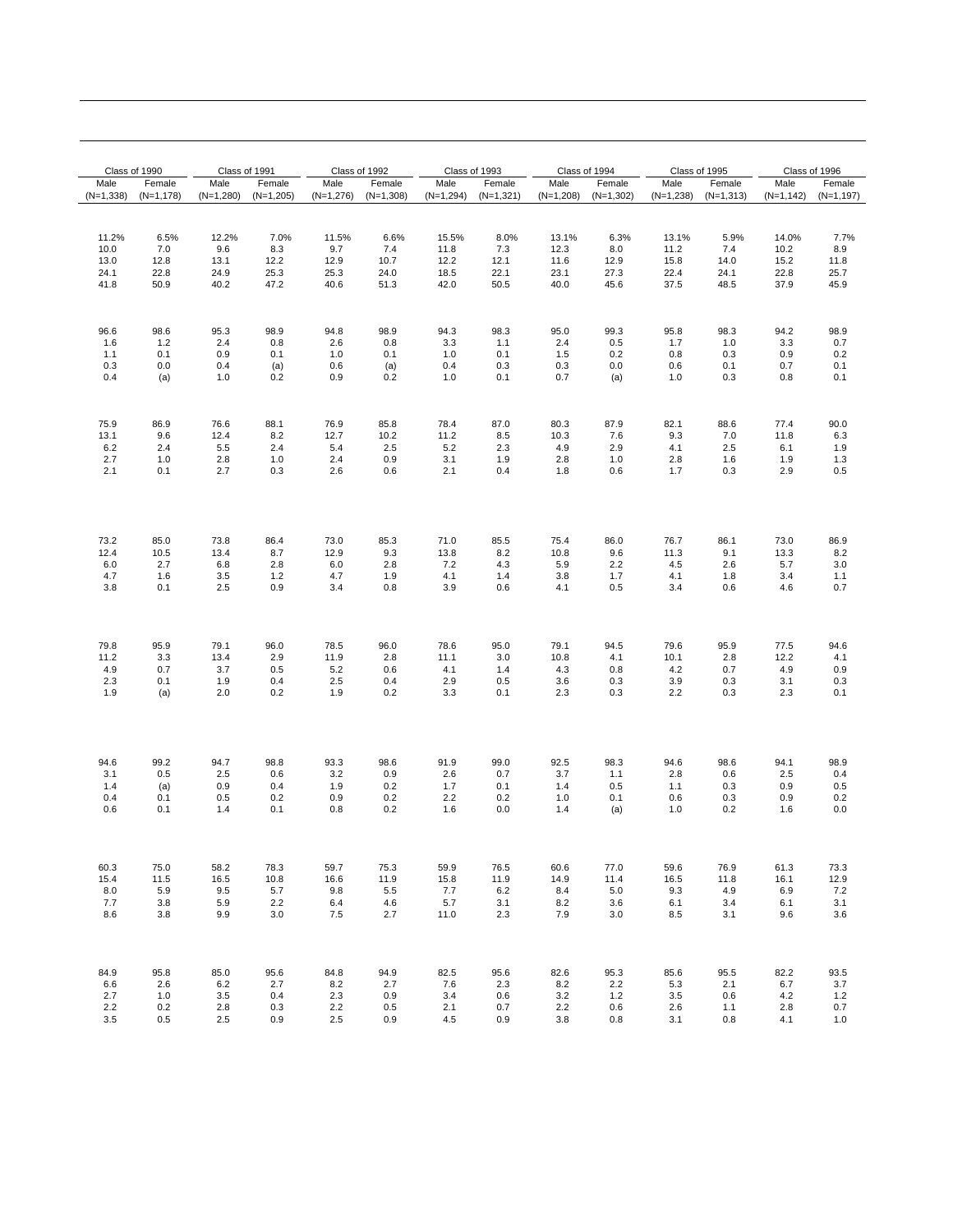| Class of 1990 | | Class of 1991 | | Class of 1992 | | Class of 1993 | | Class of 1994 | | Class of 1995 | | Class of 1996 | |
|---|---|---|---|---|---|---|---|---|---|---|---|---|---|
| Male (N=1,338) | Female (N=1,178) | Male (N=1,280) | Female (N=1,205) | Male (N=1,276) | Female (N=1,308) | Male (N=1,294) | Female (N=1,321) | Male (N=1,208) | Female (N=1,302) | Male (N=1,238) | Female (N=1,313) | Male (N=1,142) | Female (N=1,197) |
| | | | | | | | | | | | | | |
| 11.2% | 6.5% | 12.2% | 7.0% | 11.5% | 6.6% | 15.5% | 8.0% | 13.1% | 6.3% | 13.1% | 5.9% | 14.0% | 7.7% |
| 10.0 | 7.0 | 9.6 | 8.3 | 9.7 | 7.4 | 11.8 | 7.3 | 12.3 | 8.0 | 11.2 | 7.4 | 10.2 | 8.9 |
| 13.0 | 12.8 | 13.1 | 12.2 | 12.9 | 10.7 | 12.2 | 12.1 | 11.6 | 12.9 | 15.8 | 14.0 | 15.2 | 11.8 |
| 24.1 | 22.8 | 24.9 | 25.3 | 25.3 | 24.0 | 18.5 | 22.1 | 23.1 | 27.3 | 22.4 | 24.1 | 22.8 | 25.7 |
| 41.8 | 50.9 | 40.2 | 47.2 | 40.6 | 51.3 | 42.0 | 50.5 | 40.0 | 45.6 | 37.5 | 48.5 | 37.9 | 45.9 |
| | | | | | | | | | | | | | |
| 96.6 | 98.6 | 95.3 | 98.9 | 94.8 | 98.9 | 94.3 | 98.3 | 95.0 | 99.3 | 95.8 | 98.3 | 94.2 | 98.9 |
| 1.6 | 1.2 | 2.4 | 0.8 | 2.6 | 0.8 | 3.3 | 1.1 | 2.4 | 0.5 | 1.7 | 1.0 | 3.3 | 0.7 |
| 1.1 | 0.1 | 0.9 | 0.1 | 1.0 | 0.1 | 1.0 | 0.1 | 1.5 | 0.2 | 0.8 | 0.3 | 0.9 | 0.2 |
| 0.3 | 0.0 | 0.4 | (a) | 0.6 | (a) | 0.4 | 0.3 | 0.3 | 0.0 | 0.6 | 0.1 | 0.7 | 0.1 |
| 0.4 | (a) | 1.0 | 0.2 | 0.9 | 0.2 | 1.0 | 0.1 | 0.7 | (a) | 1.0 | 0.3 | 0.8 | 0.1 |
| | | | | | | | | | | | | | |
| 75.9 | 86.9 | 76.6 | 88.1 | 76.9 | 85.8 | 78.4 | 87.0 | 80.3 | 87.9 | 82.1 | 88.6 | 77.4 | 90.0 |
| 13.1 | 9.6 | 12.4 | 8.2 | 12.7 | 10.2 | 11.2 | 8.5 | 10.3 | 7.6 | 9.3 | 7.0 | 11.8 | 6.3 |
| 6.2 | 2.4 | 5.5 | 2.4 | 5.4 | 2.5 | 5.2 | 2.3 | 4.9 | 2.9 | 4.1 | 2.5 | 6.1 | 1.9 |
| 2.7 | 1.0 | 2.8 | 1.0 | 2.4 | 0.9 | 3.1 | 1.9 | 2.8 | 1.0 | 2.8 | 1.6 | 1.9 | 1.3 |
| 2.1 | 0.1 | 2.7 | 0.3 | 2.6 | 0.6 | 2.1 | 0.4 | 1.8 | 0.6 | 1.7 | 0.3 | 2.9 | 0.5 |
| | | | | | | | | | | | | | |
| 73.2 | 85.0 | 73.8 | 86.4 | 73.0 | 85.3 | 71.0 | 85.5 | 75.4 | 86.0 | 76.7 | 86.1 | 73.0 | 86.9 |
| 12.4 | 10.5 | 13.4 | 8.7 | 12.9 | 9.3 | 13.8 | 8.2 | 10.8 | 9.6 | 11.3 | 9.1 | 13.3 | 8.2 |
| 6.0 | 2.7 | 6.8 | 2.8 | 6.0 | 2.8 | 7.2 | 4.3 | 5.9 | 2.2 | 4.5 | 2.6 | 5.7 | 3.0 |
| 4.7 | 1.6 | 3.5 | 1.2 | 4.7 | 1.9 | 4.1 | 1.4 | 3.8 | 1.7 | 4.1 | 1.8 | 3.4 | 1.1 |
| 3.8 | 0.1 | 2.5 | 0.9 | 3.4 | 0.8 | 3.9 | 0.6 | 4.1 | 0.5 | 3.4 | 0.6 | 4.6 | 0.7 |
| | | | | | | | | | | | | | |
| 79.8 | 95.9 | 79.1 | 96.0 | 78.5 | 96.0 | 78.6 | 95.0 | 79.1 | 94.5 | 79.6 | 95.9 | 77.5 | 94.6 |
| 11.2 | 3.3 | 13.4 | 2.9 | 11.9 | 2.8 | 11.1 | 3.0 | 10.8 | 4.1 | 10.1 | 2.8 | 12.2 | 4.1 |
| 4.9 | 0.7 | 3.7 | 0.5 | 5.2 | 0.6 | 4.1 | 1.4 | 4.3 | 0.8 | 4.2 | 0.7 | 4.9 | 0.9 |
| 2.3 | 0.1 | 1.9 | 0.4 | 2.5 | 0.4 | 2.9 | 0.5 | 3.6 | 0.3 | 3.9 | 0.3 | 3.1 | 0.3 |
| 1.9 | (a) | 2.0 | 0.2 | 1.9 | 0.2 | 3.3 | 0.1 | 2.3 | 0.3 | 2.2 | 0.3 | 2.3 | 0.1 |
| | | | | | | | | | | | | | |
| 94.6 | 99.2 | 94.7 | 98.8 | 93.3 | 98.6 | 91.9 | 99.0 | 92.5 | 98.3 | 94.6 | 98.6 | 94.1 | 98.9 |
| 3.1 | 0.5 | 2.5 | 0.6 | 3.2 | 0.9 | 2.6 | 0.7 | 3.7 | 1.1 | 2.8 | 0.6 | 2.5 | 0.4 |
| 1.4 | (a) | 0.9 | 0.4 | 1.9 | 0.2 | 1.7 | 0.1 | 1.4 | 0.5 | 1.1 | 0.3 | 0.9 | 0.5 |
| 0.4 | 0.1 | 0.5 | 0.2 | 0.9 | 0.2 | 2.2 | 0.2 | 1.0 | 0.1 | 0.6 | 0.3 | 0.9 | 0.2 |
| 0.6 | 0.1 | 1.4 | 0.1 | 0.8 | 0.2 | 1.6 | 0.0 | 1.4 | (a) | 1.0 | 0.2 | 1.6 | 0.0 |
| | | | | | | | | | | | | | |
| 60.3 | 75.0 | 58.2 | 78.3 | 59.7 | 75.3 | 59.9 | 76.5 | 60.6 | 77.0 | 59.6 | 76.9 | 61.3 | 73.3 |
| 15.4 | 11.5 | 16.5 | 10.8 | 16.6 | 11.9 | 15.8 | 11.9 | 14.9 | 11.4 | 16.5 | 11.8 | 16.1 | 12.9 |
| 8.0 | 5.9 | 9.5 | 5.7 | 9.8 | 5.5 | 7.7 | 6.2 | 8.4 | 5.0 | 9.3 | 4.9 | 6.9 | 7.2 |
| 7.7 | 3.8 | 5.9 | 2.2 | 6.4 | 4.6 | 5.7 | 3.1 | 8.2 | 3.6 | 6.1 | 3.4 | 6.1 | 3.1 |
| 8.6 | 3.8 | 9.9 | 3.0 | 7.5 | 2.7 | 11.0 | 2.3 | 7.9 | 3.0 | 8.5 | 3.1 | 9.6 | 3.6 |
| | | | | | | | | | | | | | |
| 84.9 | 95.8 | 85.0 | 95.6 | 84.8 | 94.9 | 82.5 | 95.6 | 82.6 | 95.3 | 85.6 | 95.5 | 82.2 | 93.5 |
| 6.6 | 2.6 | 6.2 | 2.7 | 8.2 | 2.7 | 7.6 | 2.3 | 8.2 | 2.2 | 5.3 | 2.1 | 6.7 | 3.7 |
| 2.7 | 1.0 | 3.5 | 0.4 | 2.3 | 0.9 | 3.4 | 0.6 | 3.2 | 1.2 | 3.5 | 0.6 | 4.2 | 1.2 |
| 2.2 | 0.2 | 2.8 | 0.3 | 2.2 | 0.5 | 2.1 | 0.7 | 2.2 | 0.6 | 2.6 | 1.1 | 2.8 | 0.7 |
| 3.5 | 0.5 | 2.5 | 0.9 | 2.5 | 0.9 | 4.5 | 0.9 | 3.8 | 0.8 | 3.1 | 0.8 | 4.1 | 1.0 |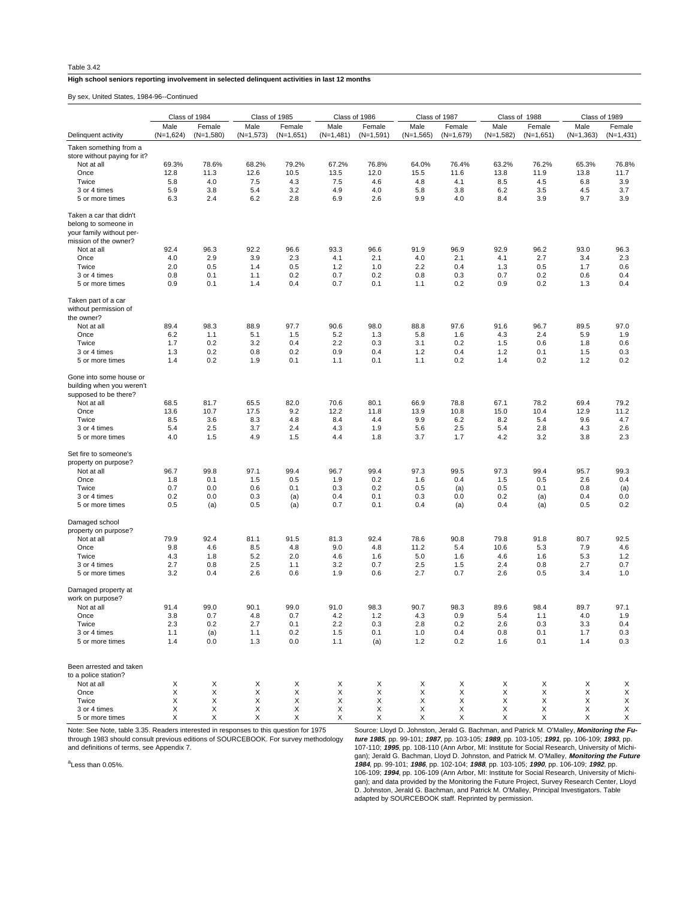Table 3.42

**High school seniors reporting involvement in selected delinquent activities in last 12 months**

By sex, United States, 1984-96--Continued

| Delinquent activity | Class of 1984 | | Class of 1985 | | Class of 1986 | | Class of 1987 | | Class of 1988 | | Class of 1989 | |
|---|---|---|---|---|---|---|---|---|---|---|---|---|
| | Male (N=1,624) | Female (N=1,580) | Male (N=1,573) | Female (N=1,651) | Male (N=1,481) | Female (N=1,591) | Male (N=1,565) | Female (N=1,679) | Male (N=1,582) | Female (N=1,651) | Male (N=1,363) | Female (N=1,431) |
| Taken something from a store without paying for it? | | | | | | | | | | | | |
| Not at all | 69.3% | 78.6% | 68.2% | 79.2% | 67.2% | 76.8% | 64.0% | 76.4% | 63.2% | 76.2% | 65.3% | 76.8% |
| Once | 12.8 | 11.3 | 12.6 | 10.5 | 13.5 | 12.0 | 15.5 | 11.6 | 13.8 | 11.9 | 13.8 | 11.7 |
| Twice | 5.8 | 4.0 | 7.5 | 4.3 | 7.5 | 4.6 | 4.8 | 4.1 | 8.5 | 4.5 | 6.8 | 3.9 |
| 3 or 4 times | 5.9 | 3.8 | 5.4 | 3.2 | 4.9 | 4.0 | 5.8 | 3.8 | 6.2 | 3.5 | 4.5 | 3.7 |
| 5 or more times | 6.3 | 2.4 | 6.2 | 2.8 | 6.9 | 2.6 | 9.9 | 4.0 | 8.4 | 3.9 | 9.7 | 3.9 |
| Taken a car that didn't belong to someone in your family without permission of the owner? | | | | | | | | | | | | |
| Not at all | 92.4 | 96.3 | 92.2 | 96.6 | 93.3 | 96.6 | 91.9 | 96.9 | 92.9 | 96.2 | 93.0 | 96.3 |
| Once | 4.0 | 2.9 | 3.9 | 2.3 | 4.1 | 2.1 | 4.0 | 2.1 | 4.1 | 2.7 | 3.4 | 2.3 |
| Twice | 2.0 | 0.5 | 1.4 | 0.5 | 1.2 | 1.0 | 2.2 | 0.4 | 1.3 | 0.5 | 1.7 | 0.6 |
| 3 or 4 times | 0.8 | 0.1 | 1.1 | 0.2 | 0.7 | 0.2 | 0.8 | 0.3 | 0.7 | 0.2 | 0.6 | 0.4 |
| 5 or more times | 0.9 | 0.1 | 1.4 | 0.4 | 0.7 | 0.1 | 1.1 | 0.2 | 0.9 | 0.2 | 1.3 | 0.4 |
| Taken part of a car without permission of the owner? | | | | | | | | | | | | |
| Not at all | 89.4 | 98.3 | 88.9 | 97.7 | 90.6 | 98.0 | 88.8 | 97.6 | 91.6 | 96.7 | 89.5 | 97.0 |
| Once | 6.2 | 1.1 | 5.1 | 1.5 | 5.2 | 1.3 | 5.8 | 1.6 | 4.3 | 2.4 | 5.9 | 1.9 |
| Twice | 1.7 | 0.2 | 3.2 | 0.4 | 2.2 | 0.3 | 3.1 | 0.2 | 1.5 | 0.6 | 1.8 | 0.6 |
| 3 or 4 times | 1.3 | 0.2 | 0.8 | 0.2 | 0.9 | 0.4 | 1.2 | 0.4 | 1.2 | 0.1 | 1.5 | 0.3 |
| 5 or more times | 1.4 | 0.2 | 1.9 | 0.1 | 1.1 | 0.1 | 1.1 | 0.2 | 1.4 | 0.2 | 1.2 | 0.2 |
| Gone into some house or building when you weren't supposed to be there? | | | | | | | | | | | | |
| Not at all | 68.5 | 81.7 | 65.5 | 82.0 | 70.6 | 80.1 | 66.9 | 78.8 | 67.1 | 78.2 | 69.4 | 79.2 |
| Once | 13.6 | 10.7 | 17.5 | 9.2 | 12.2 | 11.8 | 13.9 | 10.8 | 15.0 | 10.4 | 12.9 | 11.2 |
| Twice | 8.5 | 3.6 | 8.3 | 4.8 | 8.4 | 4.4 | 9.9 | 6.2 | 8.2 | 5.4 | 9.6 | 4.7 |
| 3 or 4 times | 5.4 | 2.5 | 3.7 | 2.4 | 4.3 | 1.9 | 5.6 | 2.5 | 5.4 | 2.8 | 4.3 | 2.6 |
| 5 or more times | 4.0 | 1.5 | 4.9 | 1.5 | 4.4 | 1.8 | 3.7 | 1.7 | 4.2 | 3.2 | 3.8 | 2.3 |
| Set fire to someone's property on purpose? | | | | | | | | | | | | |
| Not at all | 96.7 | 99.8 | 97.1 | 99.4 | 96.7 | 99.4 | 97.3 | 99.5 | 97.3 | 99.4 | 95.7 | 99.3 |
| Once | 1.8 | 0.1 | 1.5 | 0.5 | 1.9 | 0.2 | 1.6 | 0.4 | 1.5 | 0.5 | 2.6 | 0.4 |
| Twice | 0.7 | 0.0 | 0.6 | 0.1 | 0.3 | 0.2 | 0.5 | (a) | 0.5 | 0.1 | 0.8 | (a) |
| 3 or 4 times | 0.2 | 0.0 | 0.3 | (a) | 0.4 | 0.1 | 0.3 | 0.0 | 0.2 | (a) | 0.4 | 0.0 |
| 5 or more times | 0.5 | (a) | 0.5 | (a) | 0.7 | 0.1 | 0.4 | (a) | 0.4 | (a) | 0.5 | 0.2 |
| Damaged school property on purpose? | | | | | | | | | | | | |
| Not at all | 79.9 | 92.4 | 81.1 | 91.5 | 81.3 | 92.4 | 78.6 | 90.8 | 79.8 | 91.8 | 80.7 | 92.5 |
| Once | 9.8 | 4.6 | 8.5 | 4.8 | 9.0 | 4.8 | 11.2 | 5.4 | 10.6 | 5.3 | 7.9 | 4.6 |
| Twice | 4.3 | 1.8 | 5.2 | 2.0 | 4.6 | 1.6 | 5.0 | 1.6 | 4.6 | 1.6 | 5.3 | 1.2 |
| 3 or 4 times | 2.7 | 0.8 | 2.5 | 1.1 | 3.2 | 0.7 | 2.5 | 1.5 | 2.4 | 0.8 | 2.7 | 0.7 |
| 5 or more times | 3.2 | 0.4 | 2.6 | 0.6 | 1.9 | 0.6 | 2.7 | 0.7 | 2.6 | 0.5 | 3.4 | 1.0 |
| Damaged property at work on purpose? | | | | | | | | | | | | |
| Not at all | 91.4 | 99.0 | 90.1 | 99.0 | 91.0 | 98.3 | 90.7 | 98.3 | 89.6 | 98.4 | 89.7 | 97.1 |
| Once | 3.8 | 0.7 | 4.8 | 0.7 | 4.2 | 1.2 | 4.3 | 0.9 | 5.4 | 1.1 | 4.0 | 1.9 |
| Twice | 2.3 | 0.2 | 2.7 | 0.1 | 2.2 | 0.3 | 2.8 | 0.2 | 2.6 | 0.3 | 3.3 | 0.4 |
| 3 or 4 times | 1.1 | (a) | 1.1 | 0.2 | 1.5 | 0.1 | 1.0 | 0.4 | 0.8 | 0.1 | 1.7 | 0.3 |
| 5 or more times | 1.4 | 0.0 | 1.3 | 0.0 | 1.1 | (a) | 1.2 | 0.2 | 1.6 | 0.1 | 1.4 | 0.3 |
| Been arrested and taken to a police station? | | | | | | | | | | | | |
| Not at all | X | X | X | X | X | X | X | X | X | X | X | X |
| Once | X | X | X | X | X | X | X | X | X | X | X | X |
| Twice | X | X | X | X | X | X | X | X | X | X | X | X |
| 3 or 4 times | X | X | X | X | X | X | X | X | X | X | X | X |
| 5 or more times | X | X | X | X | X | X | X | X | X | X | X | X |

Note: See Note, table 3.35. Readers interested in responses to this question for 1975 through 1983 should consult previous editions of SOURCEBOOK. For survey methodology and definitions of terms, see Appendix 7.

[a]Less than 0.05%.

Source: Lloyd D. Johnston, Jerald G. Bachman, and Patrick M. O'Malley, ***Monitoring the Future 1985***, pp. 99-101; ***1987***, pp. 103-105; ***1989***, pp. 103-105; ***1991***, pp. 106-109; ***1993***, pp. 107-110; ***1995***, pp. 108-110 (Ann Arbor, MI: Institute for Social Research, University of Michigan); Jerald G. Bachman, Lloyd D. Johnston, and Patrick M. O'Malley, ***Monitoring the Future 1984***, pp. 99-101; ***1986***, pp. 102-104; ***1988***, pp. 103-105; ***1990***, pp. 106-109; ***1992***, pp. 106-109; ***1994***, pp. 106-109 (Ann Arbor, MI: Institute for Social Research, University of Michigan); and data provided by the Monitoring the Future Project, Survey Research Center, Lloyd D. Johnston, Jerald G. Bachman, and Patrick M. O'Malley, Principal Investigators. Table adapted by SOURCEBOOK staff. Reprinted by permission.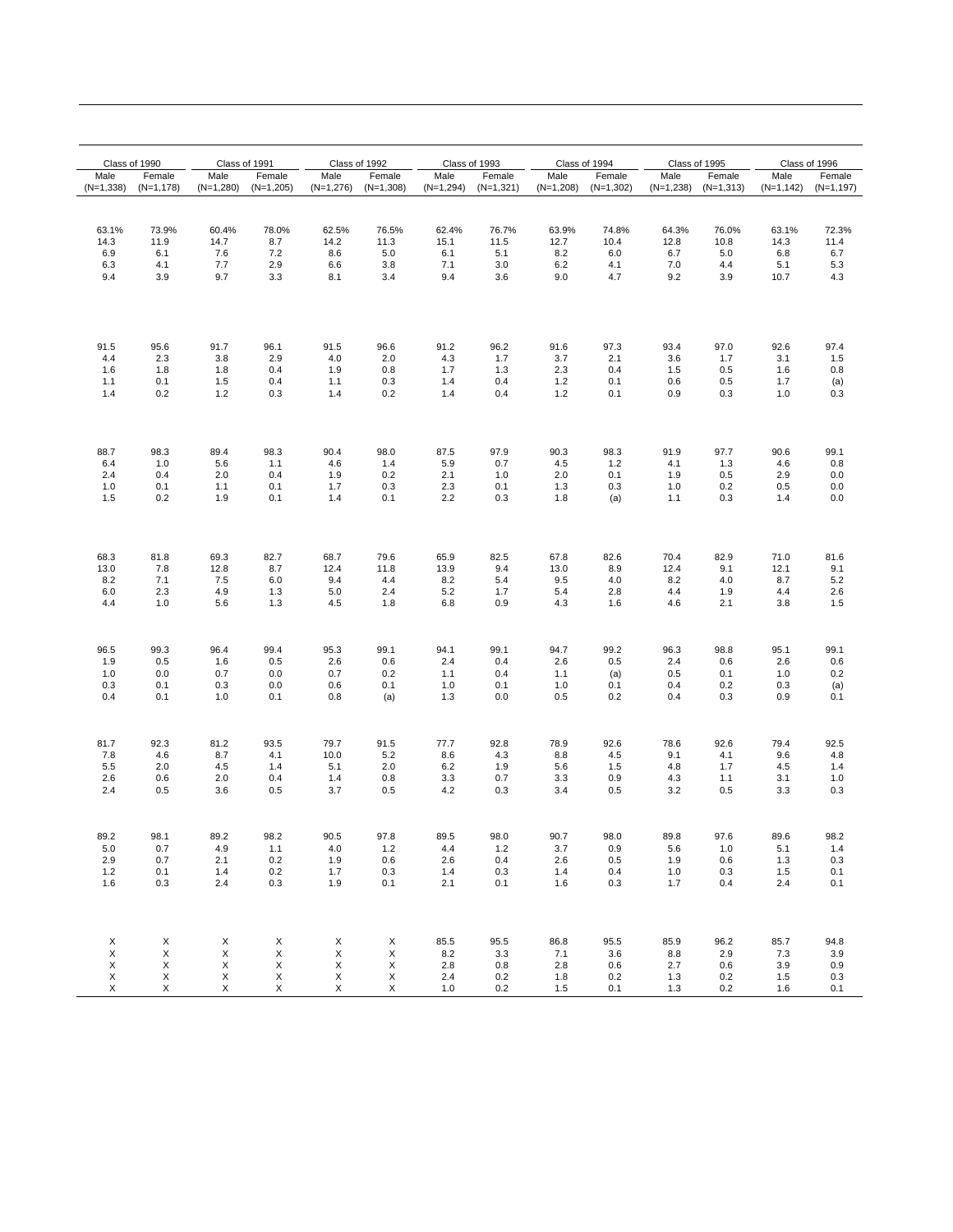| Class of 1990 | | Class of 1991 | | Class of 1992 | | Class of 1993 | | Class of 1994 | | Class of 1995 | | Class of 1996 | |
|---|---|---|---|---|---|---|---|---|---|---|---|---|---|
| Male (N=1,338) | Female (N=1,178) | Male (N=1,280) | Female (N=1,205) | Male (N=1,276) | Female (N=1,308) | Male (N=1,294) | Female (N=1,321) | Male (N=1,208) | Female (N=1,302) | Male (N=1,238) | Female (N=1,313) | Male (N=1,142) | Female (N=1,197) |
| 63.1% | 73.9% | 60.4% | 78.0% | 62.5% | 76.5% | 62.4% | 76.7% | 63.9% | 74.8% | 64.3% | 76.0% | 63.1% | 72.3% |
| 14.3 | 11.9 | 14.7 | 8.7 | 14.2 | 11.3 | 15.1 | 11.5 | 12.7 | 10.4 | 12.8 | 10.8 | 14.3 | 11.4 |
| 6.9 | 6.1 | 7.6 | 7.2 | 8.6 | 5.0 | 6.1 | 5.1 | 8.2 | 6.0 | 6.7 | 5.0 | 6.8 | 6.7 |
| 6.3 | 4.1 | 7.7 | 2.9 | 6.6 | 3.8 | 7.1 | 3.0 | 6.2 | 4.1 | 7.0 | 4.4 | 5.1 | 5.3 |
| 9.4 | 3.9 | 9.7 | 3.3 | 8.1 | 3.4 | 9.4 | 3.6 | 9.0 | 4.7 | 9.2 | 3.9 | 10.7 | 4.3 |
| | | | | | | | | | | | | | |
| 91.5 | 95.6 | 91.7 | 96.1 | 91.5 | 96.6 | 91.2 | 96.2 | 91.6 | 97.3 | 93.4 | 97.0 | 92.6 | 97.4 |
| 4.4 | 2.3 | 3.8 | 2.9 | 4.0 | 2.0 | 4.3 | 1.7 | 3.7 | 2.1 | 3.6 | 1.7 | 3.1 | 1.5 |
| 1.6 | 1.8 | 1.8 | 0.4 | 1.9 | 0.8 | 1.7 | 1.3 | 2.3 | 0.4 | 1.5 | 0.5 | 1.6 | 0.8 |
| 1.1 | 0.1 | 1.5 | 0.4 | 1.1 | 0.3 | 1.4 | 0.4 | 1.2 | 0.1 | 0.6 | 0.5 | 1.7 | (a) |
| 1.4 | 0.2 | 1.2 | 0.3 | 1.4 | 0.2 | 1.4 | 0.4 | 1.2 | 0.1 | 0.9 | 0.3 | 1.0 | 0.3 |
| | | | | | | | | | | | | | |
| 88.7 | 98.3 | 89.4 | 98.3 | 90.4 | 98.0 | 87.5 | 97.9 | 90.3 | 98.3 | 91.9 | 97.7 | 90.6 | 99.1 |
| 6.4 | 1.0 | 5.6 | 1.1 | 4.6 | 1.4 | 5.9 | 0.7 | 4.5 | 1.2 | 4.1 | 1.3 | 4.6 | 0.8 |
| 2.4 | 0.4 | 2.0 | 0.4 | 1.9 | 0.2 | 2.1 | 1.0 | 2.0 | 0.1 | 1.9 | 0.5 | 2.9 | 0.0 |
| 1.0 | 0.1 | 1.1 | 0.1 | 1.7 | 0.3 | 2.3 | 0.1 | 1.3 | 0.3 | 1.0 | 0.2 | 0.5 | 0.0 |
| 1.5 | 0.2 | 1.9 | 0.1 | 1.4 | 0.1 | 2.2 | 0.3 | 1.8 | (a) | 1.1 | 0.3 | 1.4 | 0.0 |
| | | | | | | | | | | | | | |
| 68.3 | 81.8 | 69.3 | 82.7 | 68.7 | 79.6 | 65.9 | 82.5 | 67.8 | 82.6 | 70.4 | 82.9 | 71.0 | 81.6 |
| 13.0 | 7.8 | 12.8 | 8.7 | 12.4 | 11.8 | 13.9 | 9.4 | 13.0 | 8.9 | 12.4 | 9.1 | 12.1 | 9.1 |
| 8.2 | 7.1 | 7.5 | 6.0 | 9.4 | 4.4 | 8.2 | 5.4 | 9.5 | 4.0 | 8.2 | 4.0 | 8.7 | 5.2 |
| 6.0 | 2.3 | 4.9 | 1.3 | 5.0 | 2.4 | 5.2 | 1.7 | 5.4 | 2.8 | 4.4 | 1.9 | 4.4 | 2.6 |
| 4.4 | 1.0 | 5.6 | 1.3 | 4.5 | 1.8 | 6.8 | 0.9 | 4.3 | 1.6 | 4.6 | 2.1 | 3.8 | 1.5 |
| | | | | | | | | | | | | | |
| 96.5 | 99.3 | 96.4 | 99.4 | 95.3 | 99.1 | 94.1 | 99.1 | 94.7 | 99.2 | 96.3 | 98.8 | 95.1 | 99.1 |
| 1.9 | 0.5 | 1.6 | 0.5 | 2.6 | 0.6 | 2.4 | 0.4 | 2.6 | 0.5 | 2.4 | 0.6 | 2.6 | 0.6 |
| 1.0 | 0.0 | 0.7 | 0.0 | 0.7 | 0.2 | 1.1 | 0.4 | 1.1 | (a) | 0.5 | 0.1 | 1.0 | 0.2 |
| 0.3 | 0.1 | 0.3 | 0.0 | 0.6 | 0.1 | 1.0 | 0.1 | 1.0 | 0.1 | 0.4 | 0.2 | 0.3 | (a) |
| 0.4 | 0.1 | 1.0 | 0.1 | 0.8 | (a) | 1.3 | 0.0 | 0.5 | 0.2 | 0.4 | 0.3 | 0.9 | 0.1 |
| | | | | | | | | | | | | | |
| 81.7 | 92.3 | 81.2 | 93.5 | 79.7 | 91.5 | 77.7 | 92.8 | 78.9 | 92.6 | 78.6 | 92.6 | 79.4 | 92.5 |
| 7.8 | 4.6 | 8.7 | 4.1 | 10.0 | 5.2 | 8.6 | 4.3 | 8.8 | 4.5 | 9.1 | 4.1 | 9.6 | 4.8 |
| 5.5 | 2.0 | 4.5 | 1.4 | 5.1 | 2.0 | 6.2 | 1.9 | 5.6 | 1.5 | 4.8 | 1.7 | 4.5 | 1.4 |
| 2.6 | 0.6 | 2.0 | 0.4 | 1.4 | 0.8 | 3.3 | 0.7 | 3.3 | 0.9 | 4.3 | 1.1 | 3.1 | 1.0 |
| 2.4 | 0.5 | 3.6 | 0.5 | 3.7 | 0.5 | 4.2 | 0.3 | 3.4 | 0.5 | 3.2 | 0.5 | 3.3 | 0.3 |
| | | | | | | | | | | | | | |
| 89.2 | 98.1 | 89.2 | 98.2 | 90.5 | 97.8 | 89.5 | 98.0 | 90.7 | 98.0 | 89.8 | 97.6 | 89.6 | 98.2 |
| 5.0 | 0.7 | 4.9 | 1.1 | 4.0 | 1.2 | 4.4 | 1.2 | 3.7 | 0.9 | 5.6 | 1.0 | 5.1 | 1.4 |
| 2.9 | 0.7 | 2.1 | 0.2 | 1.9 | 0.6 | 2.6 | 0.4 | 2.6 | 0.5 | 1.9 | 0.6 | 1.3 | 0.3 |
| 1.2 | 0.1 | 1.4 | 0.2 | 1.7 | 0.3 | 1.4 | 0.3 | 1.4 | 0.4 | 1.0 | 0.3 | 1.5 | 0.1 |
| 1.6 | 0.3 | 2.4 | 0.3 | 1.9 | 0.1 | 2.1 | 0.1 | 1.6 | 0.3 | 1.7 | 0.4 | 2.4 | 0.1 |
| | | | | | | | | | | | | | |
| X | X | X | X | X | X | 85.5 | 95.5 | 86.8 | 95.5 | 85.9 | 96.2 | 85.7 | 94.8 |
| X | X | X | X | X | X | 8.2 | 3.3 | 7.1 | 3.6 | 8.8 | 2.9 | 7.3 | 3.9 |
| X | X | X | X | X | X | 2.8 | 0.8 | 2.8 | 0.6 | 2.7 | 0.6 | 3.9 | 0.9 |
| X | X | X | X | X | X | 2.4 | 0.2 | 1.8 | 0.2 | 1.3 | 0.2 | 1.5 | 0.3 |
| X | X | X | X | X | X | 1.0 | 0.2 | 1.5 | 0.1 | 1.3 | 0.2 | 1.6 | 0.1 |